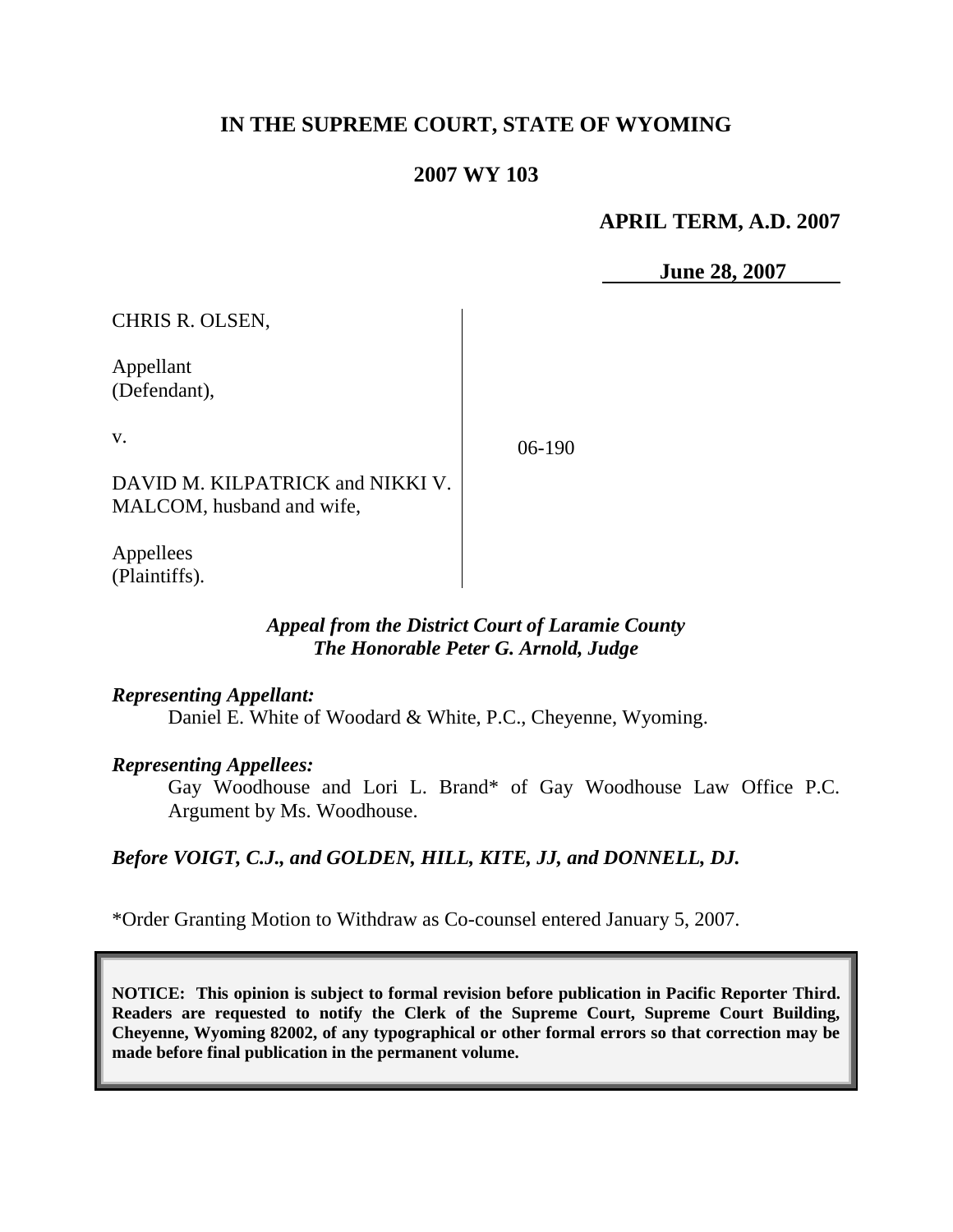# IN THE SUPREME COURT, STATE OF WYOMING

## 2007 WY 103

**APRIL TERM, A.D. 2007**

**June 28, 2007**

CHRIS R. OLSEN,

Appellant
(Defendant),

v.

DAVID M. KILPATRICK and NIKKI V. MALCOM, husband and wife,

Appellees
(Plaintiffs).

06-190

***Appeal from the District Court of Laramie County***
***The Honorable Peter G. Arnold, Judge***

***Representing Appellant:***

Daniel E. White of Woodard & White, P.C., Cheyenne, Wyoming.

***Representing Appellees:***

Gay Woodhouse and Lori L. Brand* of Gay Woodhouse Law Office P.C. Argument by Ms. Woodhouse.

***Before VOIGT, C.J., and GOLDEN, HILL, KITE, JJ, and DONNELL, DJ.***

*Order Granting Motion to Withdraw as Co-counsel entered January 5, 2007.

**NOTICE: This opinion is subject to formal revision before publication in Pacific Reporter Third. Readers are requested to notify the Clerk of the Supreme Court, Supreme Court Building, Cheyenne, Wyoming 82002, of any typographical or other formal errors so that correction may be made before final publication in the permanent volume.**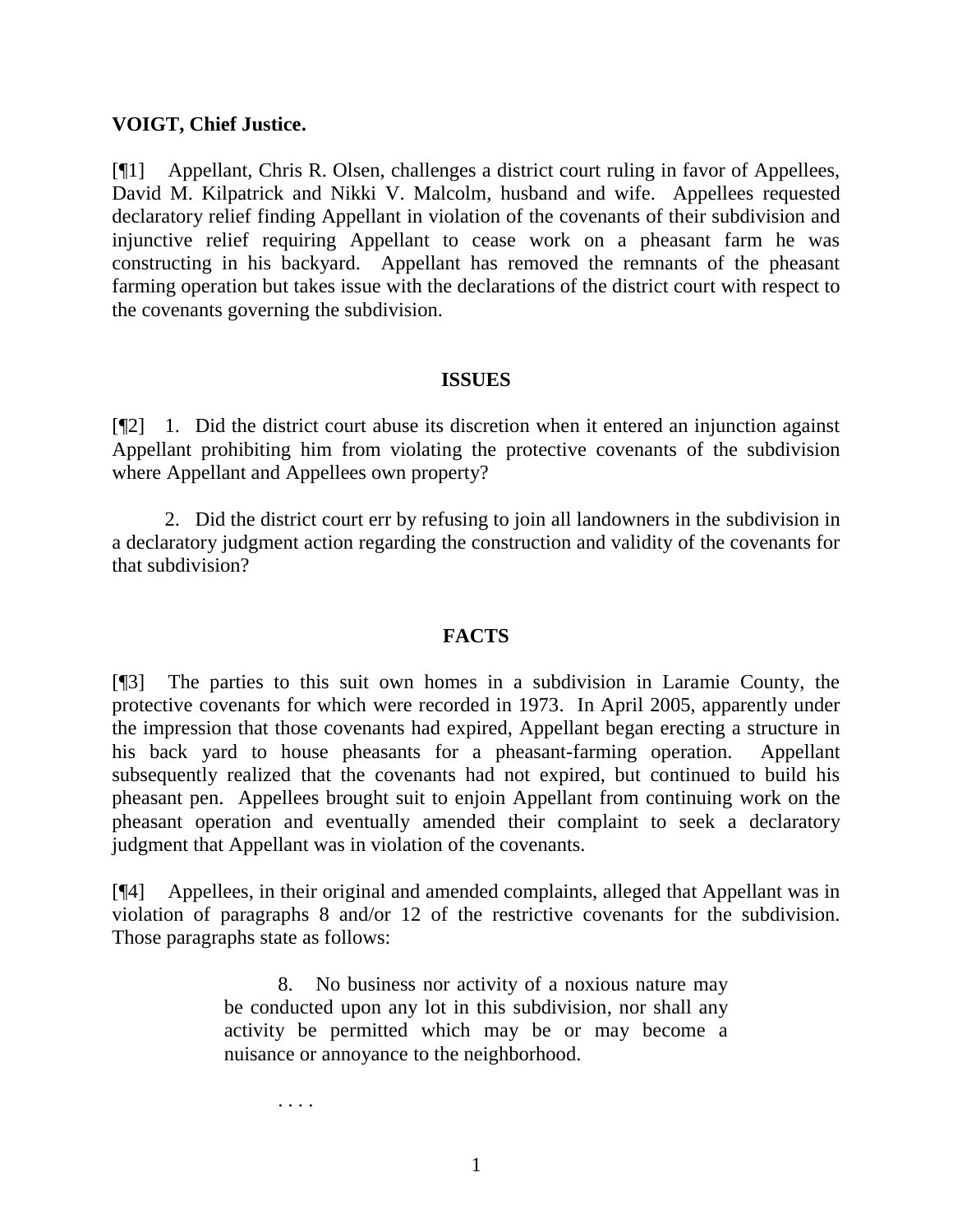**VOIGT, Chief Justice.**

[¶1] Appellant, Chris R. Olsen, challenges a district court ruling in favor of Appellees, David M. Kilpatrick and Nikki V. Malcolm, husband and wife. Appellees requested declaratory relief finding Appellant in violation of the covenants of their subdivision and injunctive relief requiring Appellant to cease work on a pheasant farm he was constructing in his backyard. Appellant has removed the remnants of the pheasant farming operation but takes issue with the declarations of the district court with respect to the covenants governing the subdivision.

## ISSUES

[¶2] 1. Did the district court abuse its discretion when it entered an injunction against Appellant prohibiting him from violating the protective covenants of the subdivision where Appellant and Appellees own property?

2. Did the district court err by refusing to join all landowners in the subdivision in a declaratory judgment action regarding the construction and validity of the covenants for that subdivision?

## FACTS

[¶3] The parties to this suit own homes in a subdivision in Laramie County, the protective covenants for which were recorded in 1973. In April 2005, apparently under the impression that those covenants had expired, Appellant began erecting a structure in his back yard to house pheasants for a pheasant-farming operation. Appellant subsequently realized that the covenants had not expired, but continued to build his pheasant pen. Appellees brought suit to enjoin Appellant from continuing work on the pheasant operation and eventually amended their complaint to seek a declaratory judgment that Appellant was in violation of the covenants.

[¶4] Appellees, in their original and amended complaints, alleged that Appellant was in violation of paragraphs 8 and/or 12 of the restrictive covenants for the subdivision. Those paragraphs state as follows:

> 8. No business nor activity of a noxious nature may be conducted upon any lot in this subdivision, nor shall any activity be permitted which may be or may become a nuisance or annoyance to the neighborhood.
>
> . . . .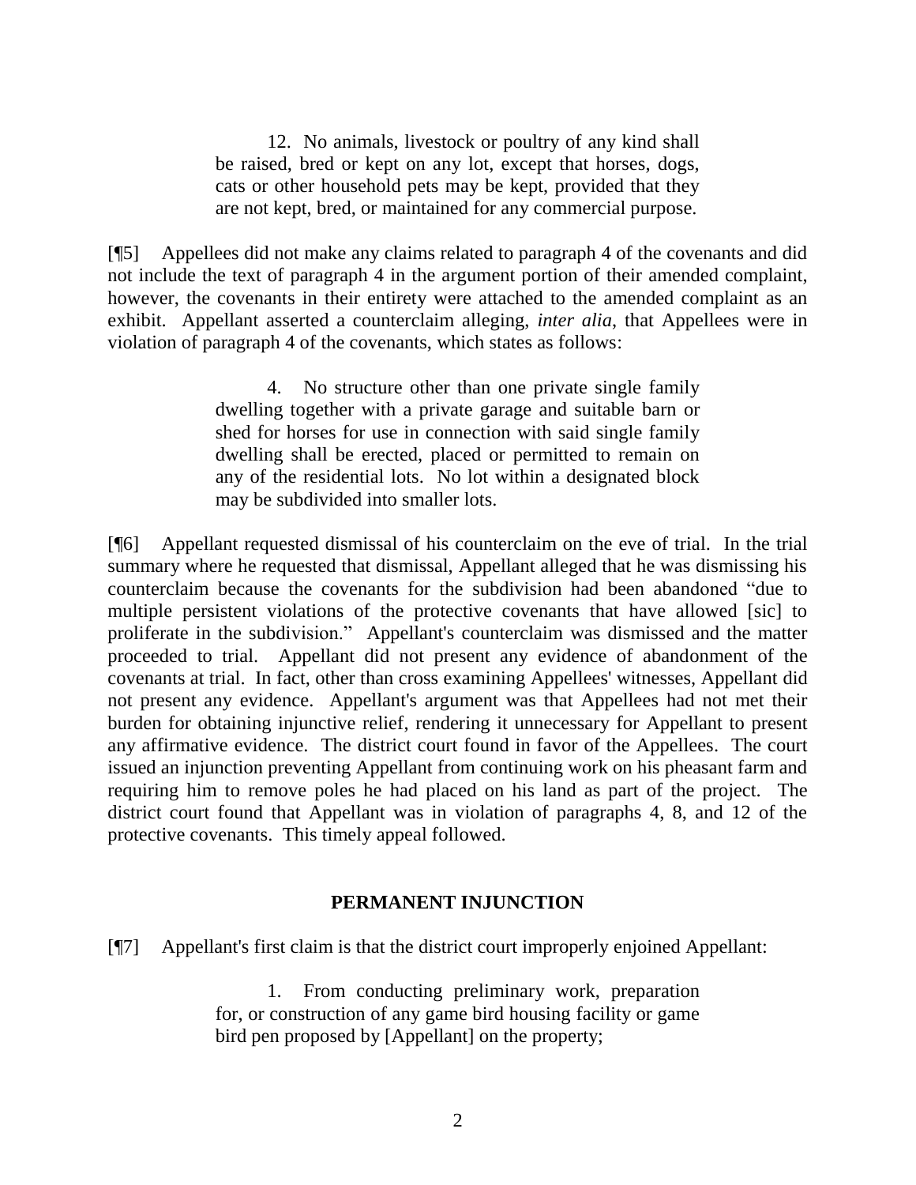> 12. No animals, livestock or poultry of any kind shall be raised, bred or kept on any lot, except that horses, dogs, cats or other household pets may be kept, provided that they are not kept, bred, or maintained for any commercial purpose.

[¶5] Appellees did not make any claims related to paragraph 4 of the covenants and did not include the text of paragraph 4 in the argument portion of their amended complaint, however, the covenants in their entirety were attached to the amended complaint as an exhibit. Appellant asserted a counterclaim alleging, *inter alia*, that Appellees were in violation of paragraph 4 of the covenants, which states as follows:

> 4. No structure other than one private single family dwelling together with a private garage and suitable barn or shed for horses for use in connection with said single family dwelling shall be erected, placed or permitted to remain on any of the residential lots. No lot within a designated block may be subdivided into smaller lots.

[¶6] Appellant requested dismissal of his counterclaim on the eve of trial. In the trial summary where he requested that dismissal, Appellant alleged that he was dismissing his counterclaim because the covenants for the subdivision had been abandoned "due to multiple persistent violations of the protective covenants that have allowed [sic] to proliferate in the subdivision." Appellant's counterclaim was dismissed and the matter proceeded to trial. Appellant did not present any evidence of abandonment of the covenants at trial. In fact, other than cross examining Appellees' witnesses, Appellant did not present any evidence. Appellant's argument was that Appellees had not met their burden for obtaining injunctive relief, rendering it unnecessary for Appellant to present any affirmative evidence. The district court found in favor of the Appellees. The court issued an injunction preventing Appellant from continuing work on his pheasant farm and requiring him to remove poles he had placed on his land as part of the project. The district court found that Appellant was in violation of paragraphs 4, 8, and 12 of the protective covenants. This timely appeal followed.

## PERMANENT INJUNCTION

[¶7] Appellant's first claim is that the district court improperly enjoined Appellant:

> 1. From conducting preliminary work, preparation for, or construction of any game bird housing facility or game bird pen proposed by [Appellant] on the property;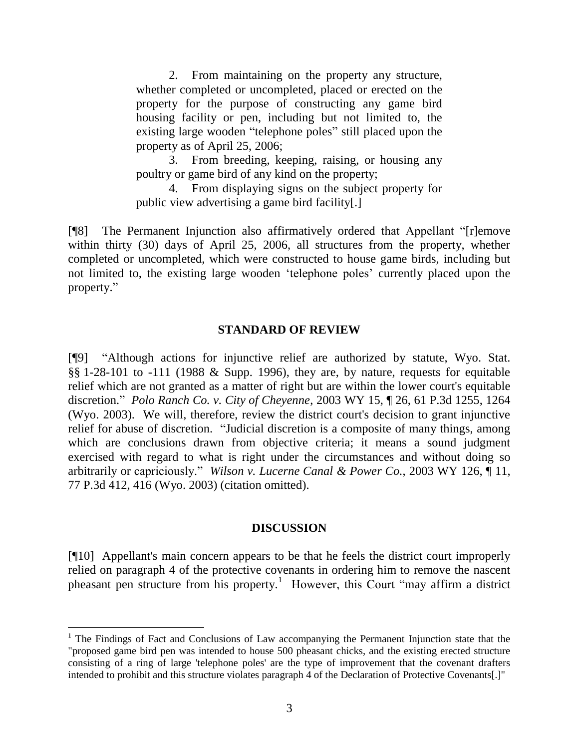> 2. From maintaining on the property any structure, whether completed or uncompleted, placed or erected on the property for the purpose of constructing any game bird housing facility or pen, including but not limited to, the existing large wooden "telephone poles" still placed upon the property as of April 25, 2006;
>
> 3. From breeding, keeping, raising, or housing any poultry or game bird of any kind on the property;
>
> 4. From displaying signs on the subject property for public view advertising a game bird facility[.]

[¶8] The Permanent Injunction also affirmatively ordered that Appellant "[r]emove within thirty (30) days of April 25, 2006, all structures from the property, whether completed or uncompleted, which were constructed to house game birds, including but not limited to, the existing large wooden 'telephone poles' currently placed upon the property."

## STANDARD OF REVIEW

[¶9] "Although actions for injunctive relief are authorized by statute, Wyo. Stat. §§ 1-28-101 to -111 (1988 & Supp. 1996), they are, by nature, requests for equitable relief which are not granted as a matter of right but are within the lower court's equitable discretion." *Polo Ranch Co. v. City of Cheyenne*, 2003 WY 15, ¶ 26, 61 P.3d 1255, 1264 (Wyo. 2003). We will, therefore, review the district court's decision to grant injunctive relief for abuse of discretion. "Judicial discretion is a composite of many things, among which are conclusions drawn from objective criteria; it means a sound judgment exercised with regard to what is right under the circumstances and without doing so arbitrarily or capriciously." *Wilson v. Lucerne Canal & Power Co.*, 2003 WY 126, ¶ 11, 77 P.3d 412, 416 (Wyo. 2003) (citation omitted).

## DISCUSSION

[¶10] Appellant's main concern appears to be that he feels the district court improperly relied on paragraph 4 of the protective covenants in ordering him to remove the nascent pheasant pen structure from his property.[1] However, this Court "may affirm a district

[1] The Findings of Fact and Conclusions of Law accompanying the Permanent Injunction state that the "proposed game bird pen was intended to house 500 pheasant chicks, and the existing erected structure consisting of a ring of large 'telephone poles' are the type of improvement that the covenant drafters intended to prohibit and this structure violates paragraph 4 of the Declaration of Protective Covenants[.]"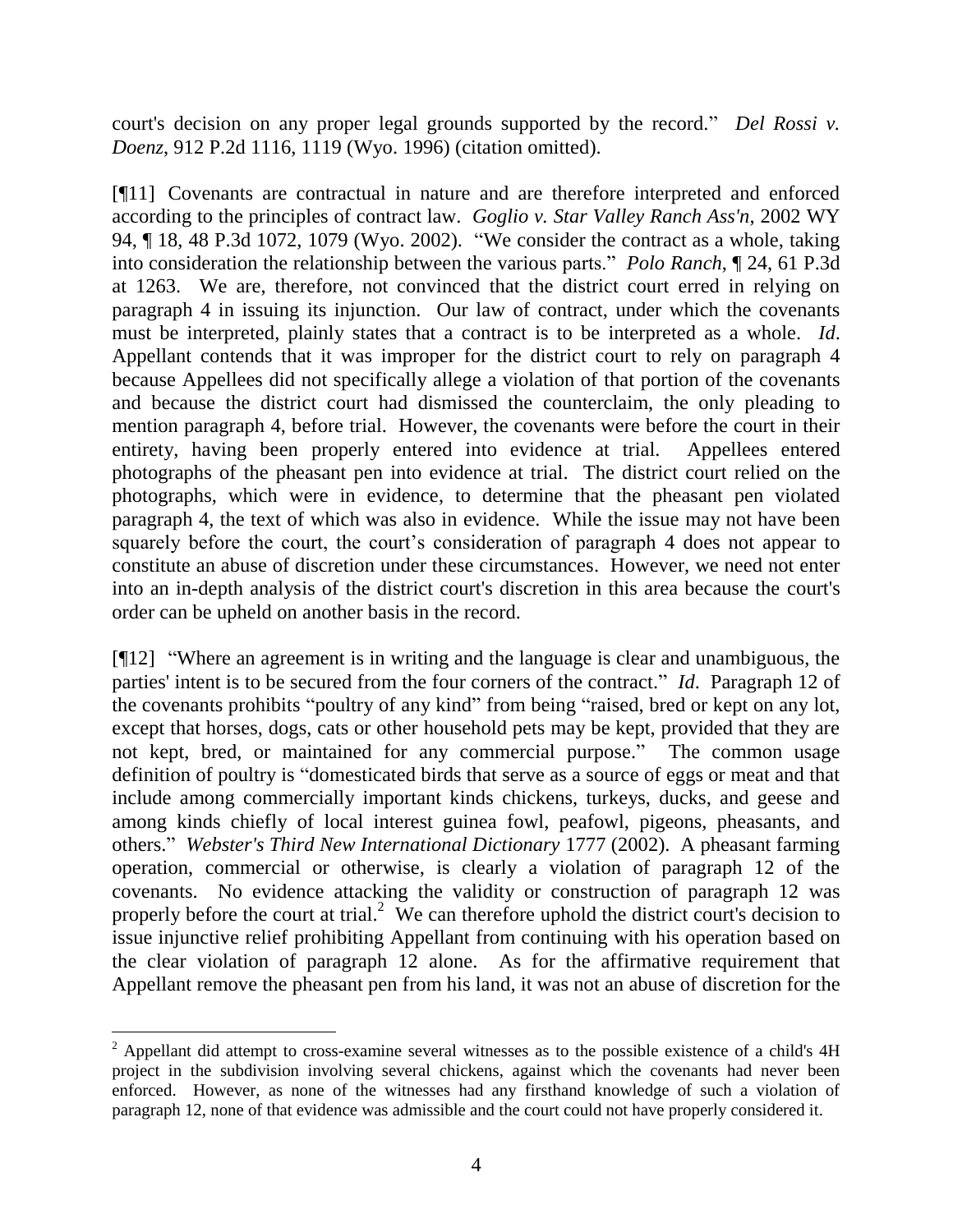court's decision on any proper legal grounds supported by the record." *Del Rossi v. Doenz*, 912 P.2d 1116, 1119 (Wyo. 1996) (citation omitted).

[¶11] Covenants are contractual in nature and are therefore interpreted and enforced according to the principles of contract law. *Goglio v. Star Valley Ranch Ass'n*, 2002 WY 94, ¶ 18, 48 P.3d 1072, 1079 (Wyo. 2002). "We consider the contract as a whole, taking into consideration the relationship between the various parts." *Polo Ranch*, ¶ 24, 61 P.3d at 1263. We are, therefore, not convinced that the district court erred in relying on paragraph 4 in issuing its injunction. Our law of contract, under which the covenants must be interpreted, plainly states that a contract is to be interpreted as a whole. *Id*. Appellant contends that it was improper for the district court to rely on paragraph 4 because Appellees did not specifically allege a violation of that portion of the covenants and because the district court had dismissed the counterclaim, the only pleading to mention paragraph 4, before trial. However, the covenants were before the court in their entirety, having been properly entered into evidence at trial. Appellees entered photographs of the pheasant pen into evidence at trial. The district court relied on the photographs, which were in evidence, to determine that the pheasant pen violated paragraph 4, the text of which was also in evidence. While the issue may not have been squarely before the court, the court's consideration of paragraph 4 does not appear to constitute an abuse of discretion under these circumstances. However, we need not enter into an in-depth analysis of the district court's discretion in this area because the court's order can be upheld on another basis in the record.

[¶12] "Where an agreement is in writing and the language is clear and unambiguous, the parties' intent is to be secured from the four corners of the contract." *Id*. Paragraph 12 of the covenants prohibits "poultry of any kind" from being "raised, bred or kept on any lot, except that horses, dogs, cats or other household pets may be kept, provided that they are not kept, bred, or maintained for any commercial purpose." The common usage definition of poultry is "domesticated birds that serve as a source of eggs or meat and that include among commercially important kinds chickens, turkeys, ducks, and geese and among kinds chiefly of local interest guinea fowl, peafowl, pigeons, pheasants, and others." *Webster's Third New International Dictionary* 1777 (2002). A pheasant farming operation, commercial or otherwise, is clearly a violation of paragraph 12 of the covenants. No evidence attacking the validity or construction of paragraph 12 was properly before the court at trial.[2] We can therefore uphold the district court's decision to issue injunctive relief prohibiting Appellant from continuing with his operation based on the clear violation of paragraph 12 alone. As for the affirmative requirement that Appellant remove the pheasant pen from his land, it was not an abuse of discretion for the

---

[2] Appellant did attempt to cross-examine several witnesses as to the possible existence of a child's 4H project in the subdivision involving several chickens, against which the covenants had never been enforced. However, as none of the witnesses had any firsthand knowledge of such a violation of paragraph 12, none of that evidence was admissible and the court could not have properly considered it.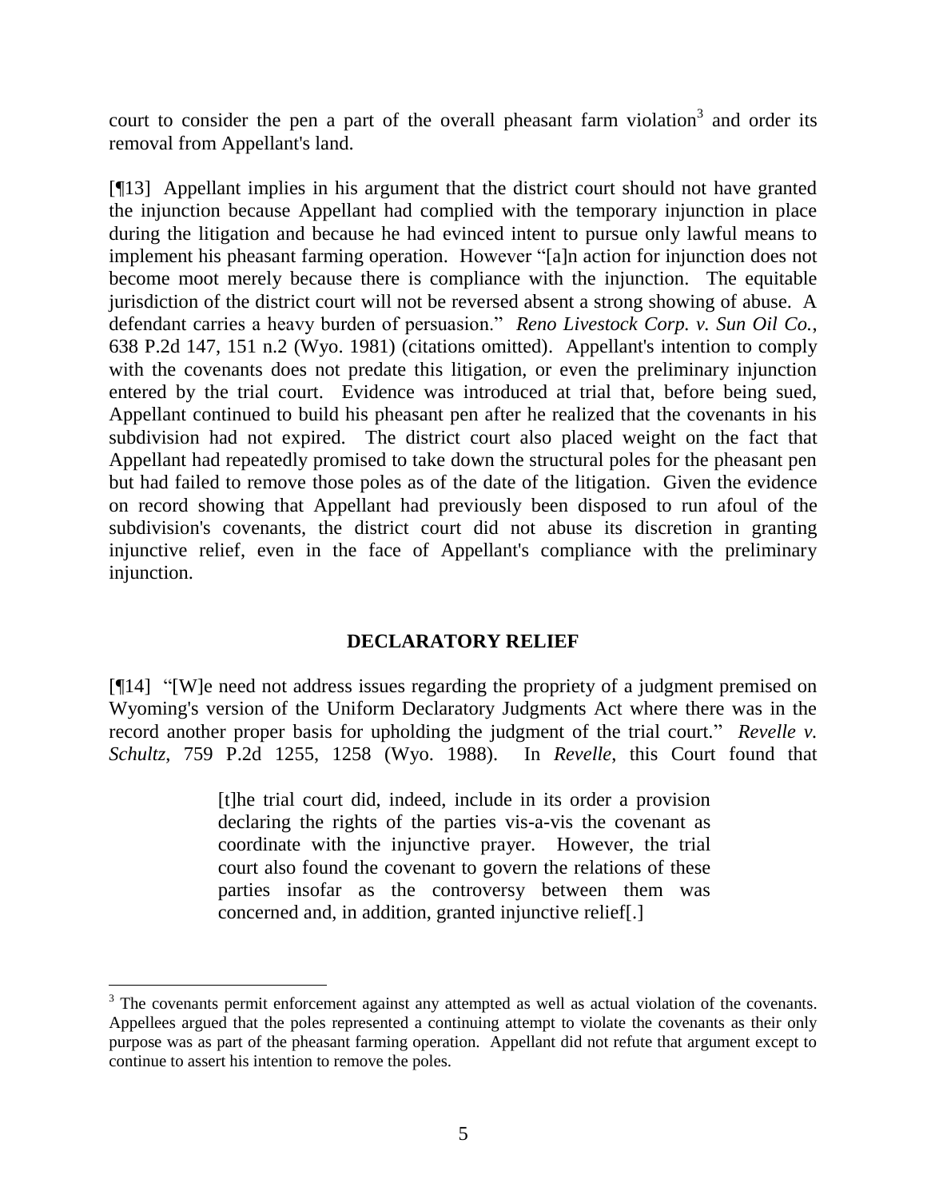court to consider the pen a part of the overall pheasant farm violation[3] and order its removal from Appellant's land.

[¶13] Appellant implies in his argument that the district court should not have granted the injunction because Appellant had complied with the temporary injunction in place during the litigation and because he had evinced intent to pursue only lawful means to implement his pheasant farming operation. However "[a]n action for injunction does not become moot merely because there is compliance with the injunction. The equitable jurisdiction of the district court will not be reversed absent a strong showing of abuse. A defendant carries a heavy burden of persuasion." *Reno Livestock Corp. v. Sun Oil Co.*, 638 P.2d 147, 151 n.2 (Wyo. 1981) (citations omitted). Appellant's intention to comply with the covenants does not predate this litigation, or even the preliminary injunction entered by the trial court. Evidence was introduced at trial that, before being sued, Appellant continued to build his pheasant pen after he realized that the covenants in his subdivision had not expired. The district court also placed weight on the fact that Appellant had repeatedly promised to take down the structural poles for the pheasant pen but had failed to remove those poles as of the date of the litigation. Given the evidence on record showing that Appellant had previously been disposed to run afoul of the subdivision's covenants, the district court did not abuse its discretion in granting injunctive relief, even in the face of Appellant's compliance with the preliminary injunction.

## DECLARATORY RELIEF

[¶14] "[W]e need not address issues regarding the propriety of a judgment premised on Wyoming's version of the Uniform Declaratory Judgments Act where there was in the record another proper basis for upholding the judgment of the trial court." *Revelle v. Schultz*, 759 P.2d 1255, 1258 (Wyo. 1988). In *Revelle*, this Court found that

> [t]he trial court did, indeed, include in its order a provision declaring the rights of the parties vis-a-vis the covenant as coordinate with the injunctive prayer. However, the trial court also found the covenant to govern the relations of these parties insofar as the controversy between them was concerned and, in addition, granted injunctive relief[.]

---

[3] The covenants permit enforcement against any attempted as well as actual violation of the covenants. Appellees argued that the poles represented a continuing attempt to violate the covenants as their only purpose was as part of the pheasant farming operation. Appellant did not refute that argument except to continue to assert his intention to remove the poles.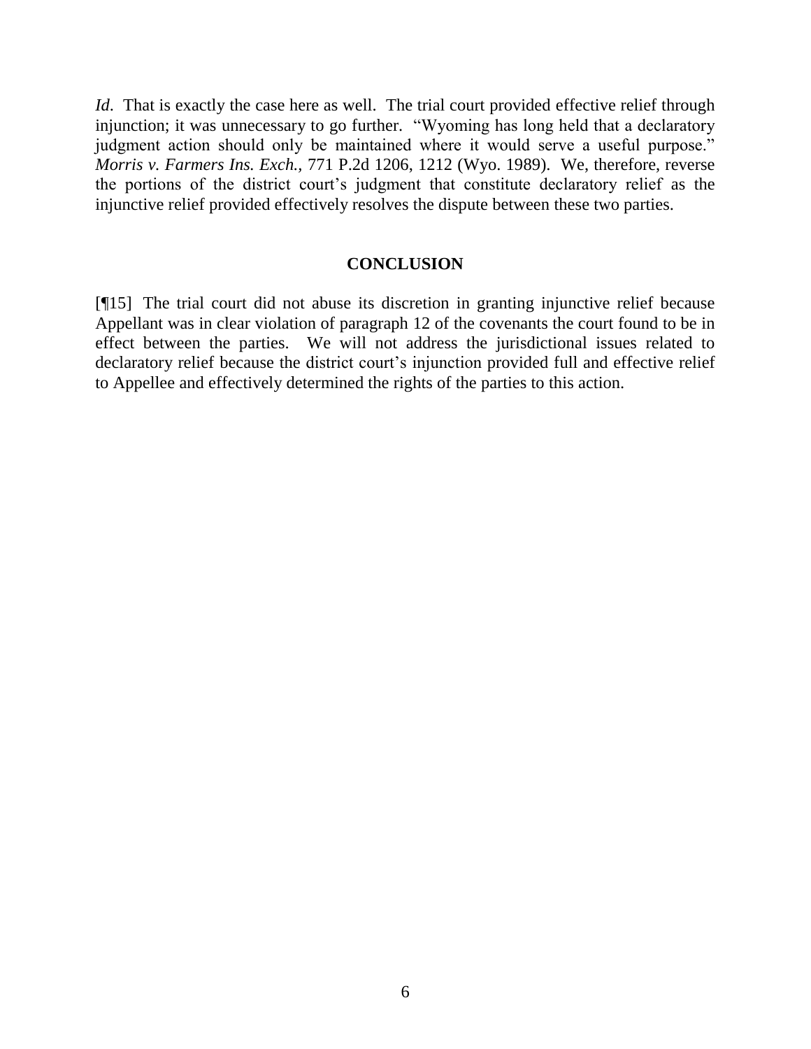*Id.* That is exactly the case here as well. The trial court provided effective relief through injunction; it was unnecessary to go further. "Wyoming has long held that a declaratory judgment action should only be maintained where it would serve a useful purpose." *Morris v. Farmers Ins. Exch.*, 771 P.2d 1206, 1212 (Wyo. 1989). We, therefore, reverse the portions of the district court's judgment that constitute declaratory relief as the injunctive relief provided effectively resolves the dispute between these two parties.

## CONCLUSION

[¶15] The trial court did not abuse its discretion in granting injunctive relief because Appellant was in clear violation of paragraph 12 of the covenants the court found to be in effect between the parties. We will not address the jurisdictional issues related to declaratory relief because the district court's injunction provided full and effective relief to Appellee and effectively determined the rights of the parties to this action.